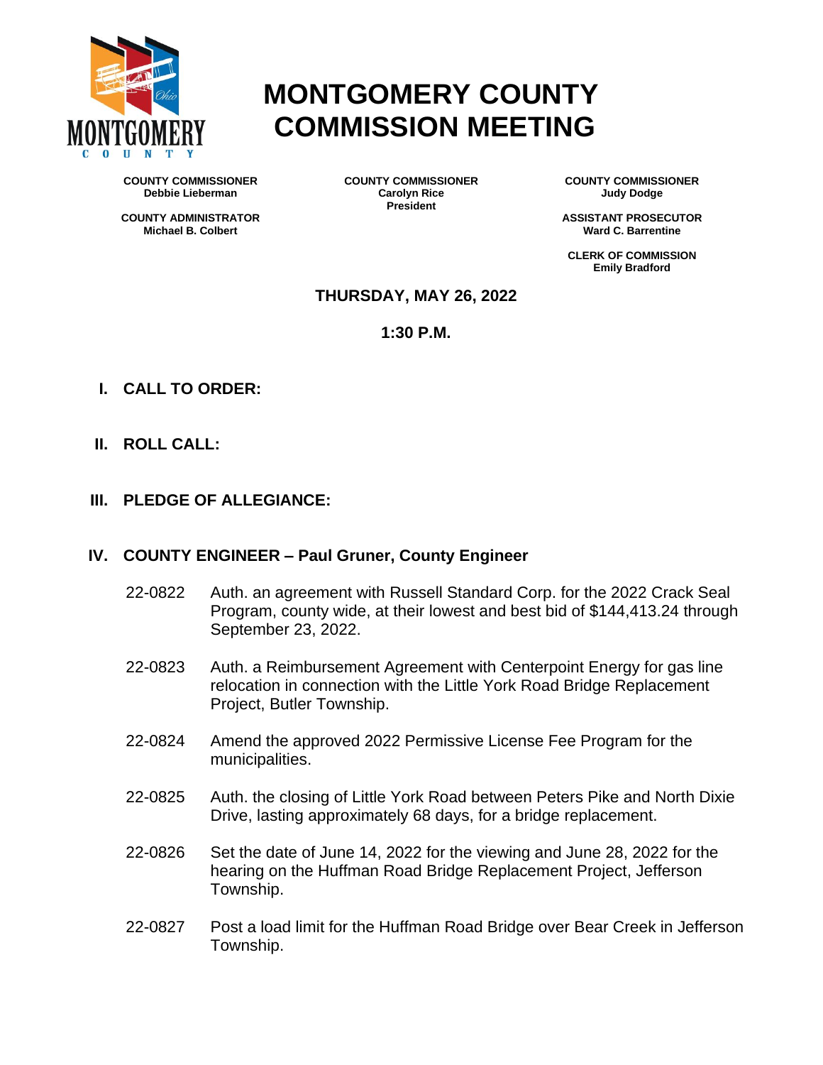# MONTGOMERY COUNTY COMMISSION MEETING

**COUNTY COMMISSIONER**
**Debbie Lieberman**

**COUNTY COMMISSIONER**
**Carolyn Rice**
**President**

**COUNTY COMMISSIONER**
**Judy Dodge**

**COUNTY ADMINISTRATOR**
**Michael B. Colbert**

**ASSISTANT PROSECUTOR**
**Ward C. Barrentine**

**CLERK OF COMMISSION**
**Emily Bradford**

**THURSDAY, MAY 26, 2022**

**1:30 P.M.**

## I. CALL TO ORDER:

## II. ROLL CALL:

## III. PLEDGE OF ALLEGIANCE:

## IV. COUNTY ENGINEER – Paul Gruner, County Engineer

22-0822 Auth. an agreement with Russell Standard Corp. for the 2022 Crack Seal Program, county wide, at their lowest and best bid of $144,413.24 through September 23, 2022.

22-0823 Auth. a Reimbursement Agreement with Centerpoint Energy for gas line relocation in connection with the Little York Road Bridge Replacement Project, Butler Township.

22-0824 Amend the approved 2022 Permissive License Fee Program for the municipalities.

22-0825 Auth. the closing of Little York Road between Peters Pike and North Dixie Drive, lasting approximately 68 days, for a bridge replacement.

22-0826 Set the date of June 14, 2022 for the viewing and June 28, 2022 for the hearing on the Huffman Road Bridge Replacement Project, Jefferson Township.

22-0827 Post a load limit for the Huffman Road Bridge over Bear Creek in Jefferson Township.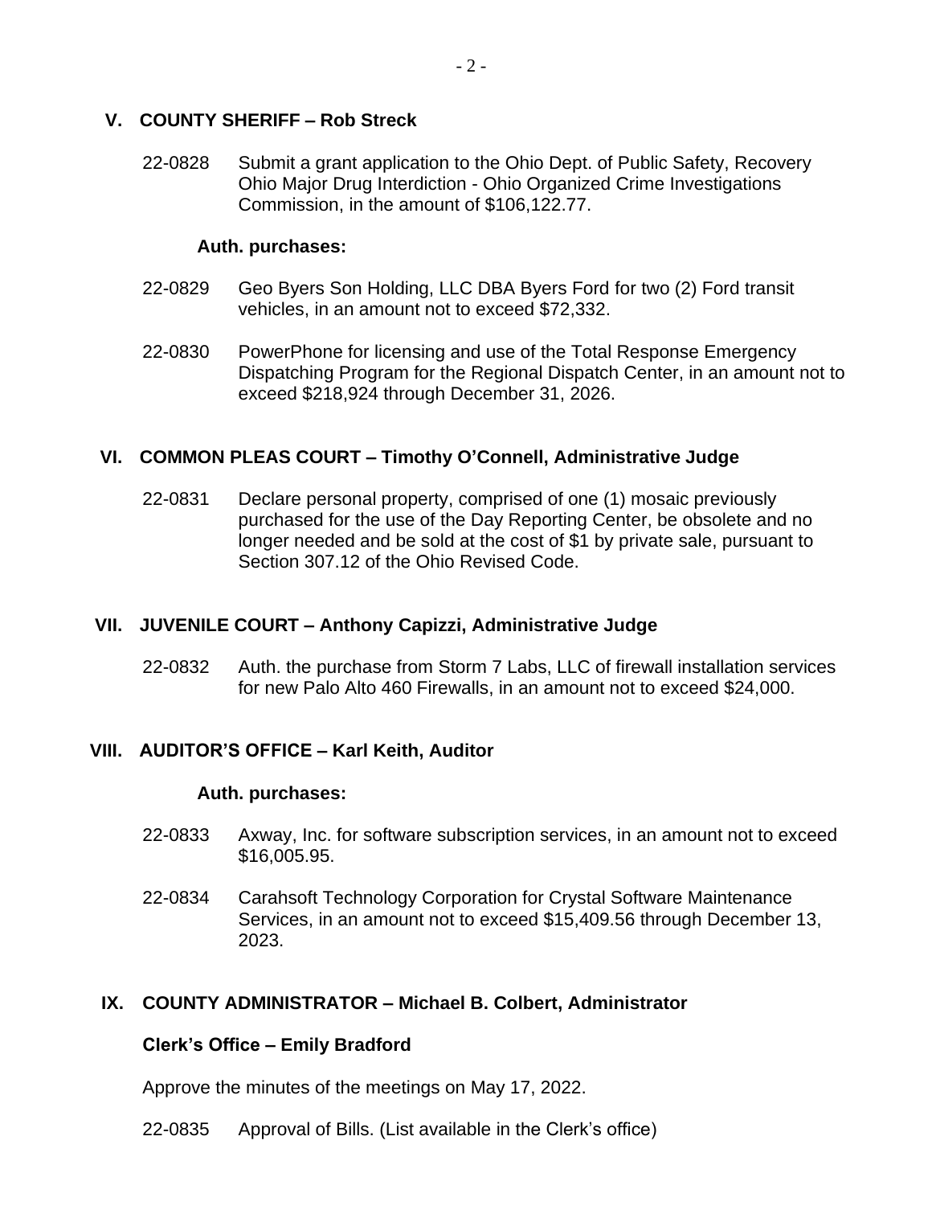## V. COUNTY SHERIFF – Rob Streck

22-0828 Submit a grant application to the Ohio Dept. of Public Safety, Recovery Ohio Major Drug Interdiction - Ohio Organized Crime Investigations Commission, in the amount of $106,122.77.

**Auth. purchases:**

22-0829 Geo Byers Son Holding, LLC DBA Byers Ford for two (2) Ford transit vehicles, in an amount not to exceed $72,332.

22-0830 PowerPhone for licensing and use of the Total Response Emergency Dispatching Program for the Regional Dispatch Center, in an amount not to exceed $218,924 through December 31, 2026.

## VI. COMMON PLEAS COURT – Timothy O'Connell, Administrative Judge

22-0831 Declare personal property, comprised of one (1) mosaic previously purchased for the use of the Day Reporting Center, be obsolete and no longer needed and be sold at the cost of $1 by private sale, pursuant to Section 307.12 of the Ohio Revised Code.

## VII. JUVENILE COURT – Anthony Capizzi, Administrative Judge

22-0832 Auth. the purchase from Storm 7 Labs, LLC of firewall installation services for new Palo Alto 460 Firewalls, in an amount not to exceed $24,000.

## VIII. AUDITOR'S OFFICE – Karl Keith, Auditor

**Auth. purchases:**

22-0833 Axway, Inc. for software subscription services, in an amount not to exceed $16,005.95.

22-0834 Carahsoft Technology Corporation for Crystal Software Maintenance Services, in an amount not to exceed $15,409.56 through December 13, 2023.

## IX. COUNTY ADMINISTRATOR – Michael B. Colbert, Administrator

**Clerk's Office – Emily Bradford**

Approve the minutes of the meetings on May 17, 2022.

22-0835 Approval of Bills. (List available in the Clerk's office)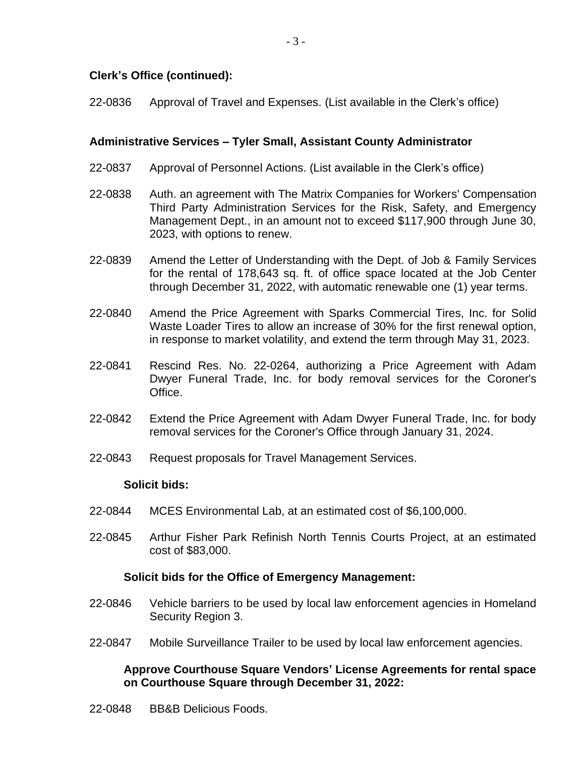**Clerk's Office (continued):**

22-0836 Approval of Travel and Expenses. (List available in the Clerk's office)

**Administrative Services – Tyler Small, Assistant County Administrator**

22-0837 Approval of Personnel Actions. (List available in the Clerk's office)

22-0838 Auth. an agreement with The Matrix Companies for Workers' Compensation Third Party Administration Services for the Risk, Safety, and Emergency Management Dept., in an amount not to exceed $117,900 through June 30, 2023, with options to renew.

22-0839 Amend the Letter of Understanding with the Dept. of Job & Family Services for the rental of 178,643 sq. ft. of office space located at the Job Center through December 31, 2022, with automatic renewable one (1) year terms.

22-0840 Amend the Price Agreement with Sparks Commercial Tires, Inc. for Solid Waste Loader Tires to allow an increase of 30% for the first renewal option, in response to market volatility, and extend the term through May 31, 2023.

22-0841 Rescind Res. No. 22-0264, authorizing a Price Agreement with Adam Dwyer Funeral Trade, Inc. for body removal services for the Coroner's Office.

22-0842 Extend the Price Agreement with Adam Dwyer Funeral Trade, Inc. for body removal services for the Coroner's Office through January 31, 2024.

22-0843 Request proposals for Travel Management Services.

**Solicit bids:**

22-0844 MCES Environmental Lab, at an estimated cost of $6,100,000.

22-0845 Arthur Fisher Park Refinish North Tennis Courts Project, at an estimated cost of $83,000.

**Solicit bids for the Office of Emergency Management:**

22-0846 Vehicle barriers to be used by local law enforcement agencies in Homeland Security Region 3.

22-0847 Mobile Surveillance Trailer to be used by local law enforcement agencies.

**Approve Courthouse Square Vendors' License Agreements for rental space on Courthouse Square through December 31, 2022:**

22-0848 BB&B Delicious Foods.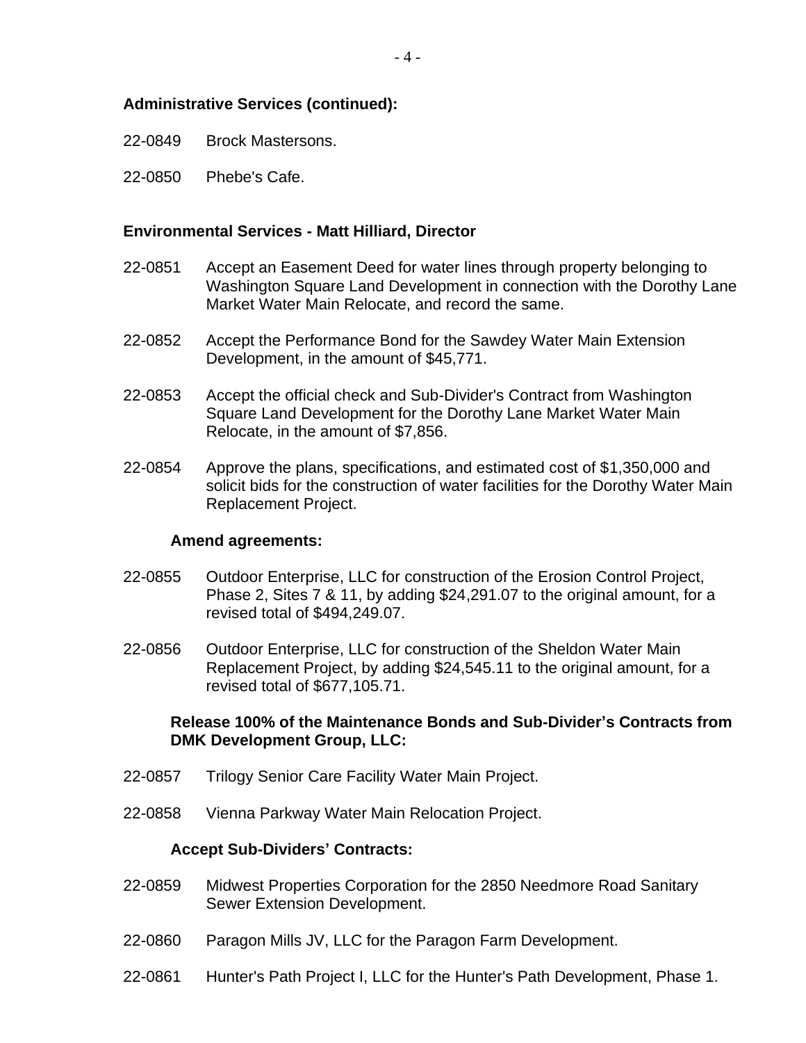**Administrative Services (continued):**

22-0849 Brock Mastersons.

22-0850 Phebe's Cafe.

**Environmental Services - Matt Hilliard, Director**

22-0851 Accept an Easement Deed for water lines through property belonging to Washington Square Land Development in connection with the Dorothy Lane Market Water Main Relocate, and record the same.

22-0852 Accept the Performance Bond for the Sawdey Water Main Extension Development, in the amount of $45,771.

22-0853 Accept the official check and Sub-Divider's Contract from Washington Square Land Development for the Dorothy Lane Market Water Main Relocate, in the amount of $7,856.

22-0854 Approve the plans, specifications, and estimated cost of $1,350,000 and solicit bids for the construction of water facilities for the Dorothy Water Main Replacement Project.

**Amend agreements:**

22-0855 Outdoor Enterprise, LLC for construction of the Erosion Control Project, Phase 2, Sites 7 & 11, by adding $24,291.07 to the original amount, for a revised total of $494,249.07.

22-0856 Outdoor Enterprise, LLC for construction of the Sheldon Water Main Replacement Project, by adding $24,545.11 to the original amount, for a revised total of $677,105.71.

**Release 100% of the Maintenance Bonds and Sub-Divider's Contracts from DMK Development Group, LLC:**

22-0857 Trilogy Senior Care Facility Water Main Project.

22-0858 Vienna Parkway Water Main Relocation Project.

**Accept Sub-Dividers' Contracts:**

22-0859 Midwest Properties Corporation for the 2850 Needmore Road Sanitary Sewer Extension Development.

22-0860 Paragon Mills JV, LLC for the Paragon Farm Development.

22-0861 Hunter's Path Project I, LLC for the Hunter's Path Development, Phase 1.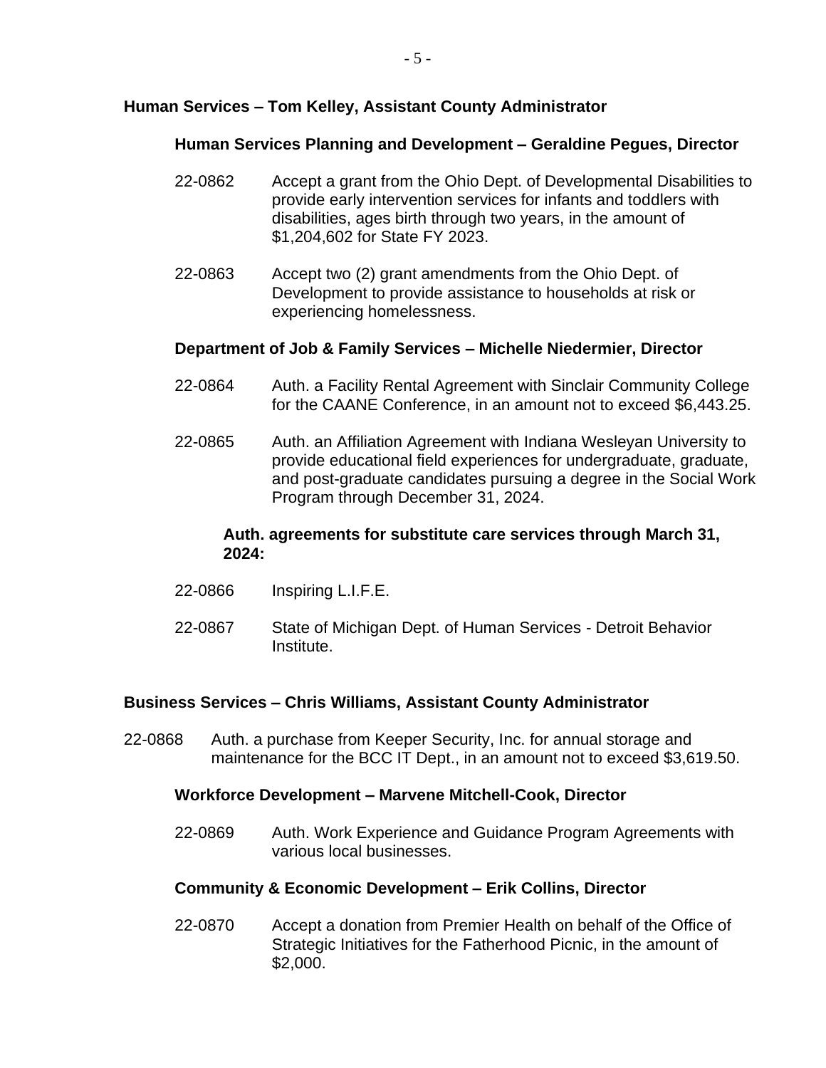### Human Services – Tom Kelley, Assistant County Administrator

#### Human Services Planning and Development – Geraldine Pegues, Director

22-0862 Accept a grant from the Ohio Dept. of Developmental Disabilities to provide early intervention services for infants and toddlers with disabilities, ages birth through two years, in the amount of $1,204,602 for State FY 2023.

22-0863 Accept two (2) grant amendments from the Ohio Dept. of Development to provide assistance to households at risk or experiencing homelessness.

#### Department of Job & Family Services – Michelle Niedermier, Director

22-0864 Auth. a Facility Rental Agreement with Sinclair Community College for the CAANE Conference, in an amount not to exceed $6,443.25.

22-0865 Auth. an Affiliation Agreement with Indiana Wesleyan University to provide educational field experiences for undergraduate, graduate, and post-graduate candidates pursuing a degree in the Social Work Program through December 31, 2024.

**Auth. agreements for substitute care services through March 31, 2024:**

22-0866 Inspiring L.I.F.E.

22-0867 State of Michigan Dept. of Human Services - Detroit Behavior Institute.

### Business Services – Chris Williams, Assistant County Administrator

22-0868 Auth. a purchase from Keeper Security, Inc. for annual storage and maintenance for the BCC IT Dept., in an amount not to exceed $3,619.50.

#### Workforce Development – Marvene Mitchell-Cook, Director

22-0869 Auth. Work Experience and Guidance Program Agreements with various local businesses.

#### Community & Economic Development – Erik Collins, Director

22-0870 Accept a donation from Premier Health on behalf of the Office of Strategic Initiatives for the Fatherhood Picnic, in the amount of $2,000.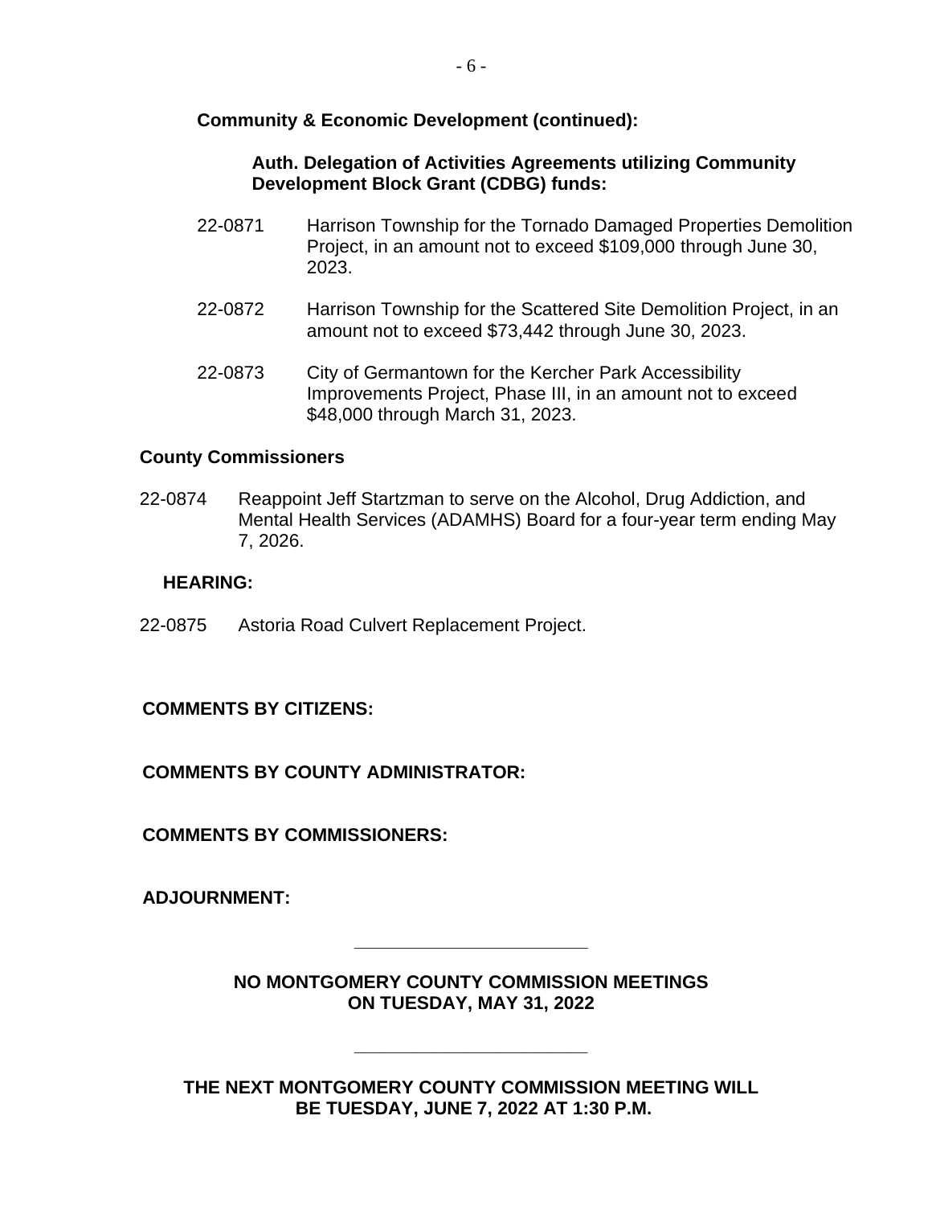**Community & Economic Development (continued):**

**Auth. Delegation of Activities Agreements utilizing Community Development Block Grant (CDBG) funds:**

22-0871 Harrison Township for the Tornado Damaged Properties Demolition Project, in an amount not to exceed $109,000 through June 30, 2023.

22-0872 Harrison Township for the Scattered Site Demolition Project, in an amount not to exceed $73,442 through June 30, 2023.

22-0873 City of Germantown for the Kercher Park Accessibility Improvements Project, Phase III, in an amount not to exceed $48,000 through March 31, 2023.

**County Commissioners**

22-0874 Reappoint Jeff Startzman to serve on the Alcohol, Drug Addiction, and Mental Health Services (ADAMHS) Board for a four-year term ending May 7, 2026.

**HEARING:**

22-0875 Astoria Road Culvert Replacement Project.

**COMMENTS BY CITIZENS:**

**COMMENTS BY COUNTY ADMINISTRATOR:**

**COMMENTS BY COMMISSIONERS:**

**ADJOURNMENT:**

---

**NO MONTGOMERY COUNTY COMMISSION MEETINGS ON TUESDAY, MAY 31, 2022**

---

**THE NEXT MONTGOMERY COUNTY COMMISSION MEETING WILL BE TUESDAY, JUNE 7, 2022 AT 1:30 P.M.**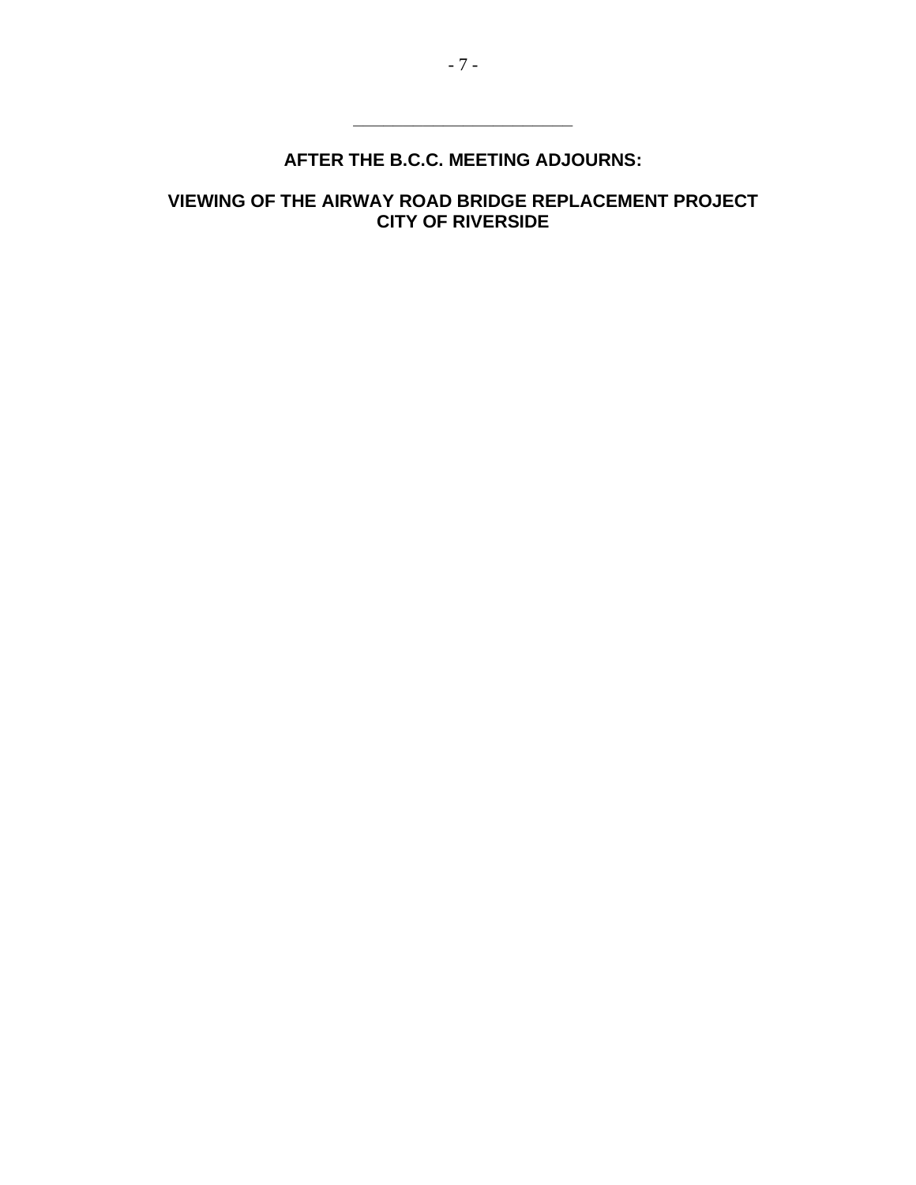---

**AFTER THE B.C.C. MEETING ADJOURNS:**

**VIEWING OF THE AIRWAY ROAD BRIDGE REPLACEMENT PROJECT**
**CITY OF RIVERSIDE**